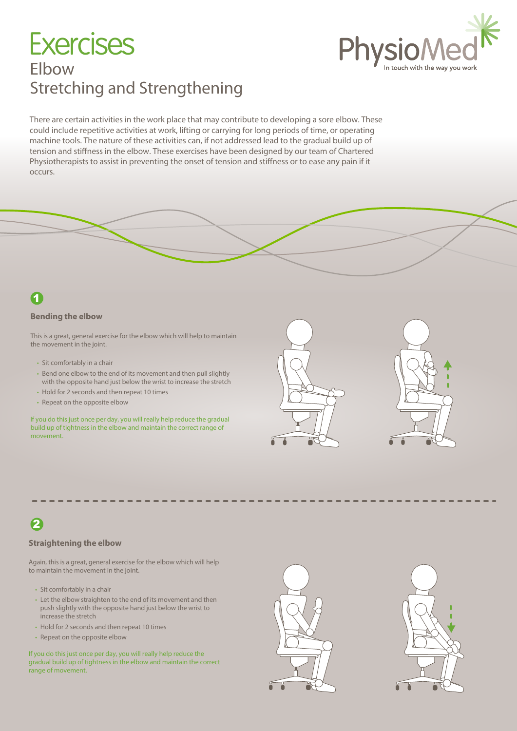# Exercises

## Elbow

## Stretching and Strengthening

PhysioMed
In touch with the way you work

There are certain activities in the work place that may contribute to developing a sore elbow. These could include repetitive activities at work, lifting or carrying for long periods of time, or operating machine tools. The nature of these activities can, if not addressed lead to the gradual build up of tension and stiffness in the elbow. These exercises have been designed by our team of Chartered Physiotherapists to assist in preventing the onset of tension and stiffness or to ease any pain if it occurs.

**1**

### Bending the elbow

This is a great, general exercise for the elbow which will help to maintain the movement in the joint.

- Sit comfortably in a chair
- Bend one elbow to the end of its movement and then pull slightly with the opposite hand just below the wrist to increase the stretch
- Hold for 2 seconds and then repeat 10 times
- Repeat on the opposite elbow

If you do this just once per day, you will really help reduce the gradual build up of tightness in the elbow and maintain the correct range of movement.

**2**

### Straightening the elbow

Again, this is a great, general exercise for the elbow which will help to maintain the movement in the joint.

- Sit comfortably in a chair
- Let the elbow straighten to the end of its movement and then push slightly with the opposite hand just below the wrist to increase the stretch
- Hold for 2 seconds and then repeat 10 times
- Repeat on the opposite elbow

If you do this just once per day, you will really help reduce the gradual build up of tightness in the elbow and maintain the correct range of movement.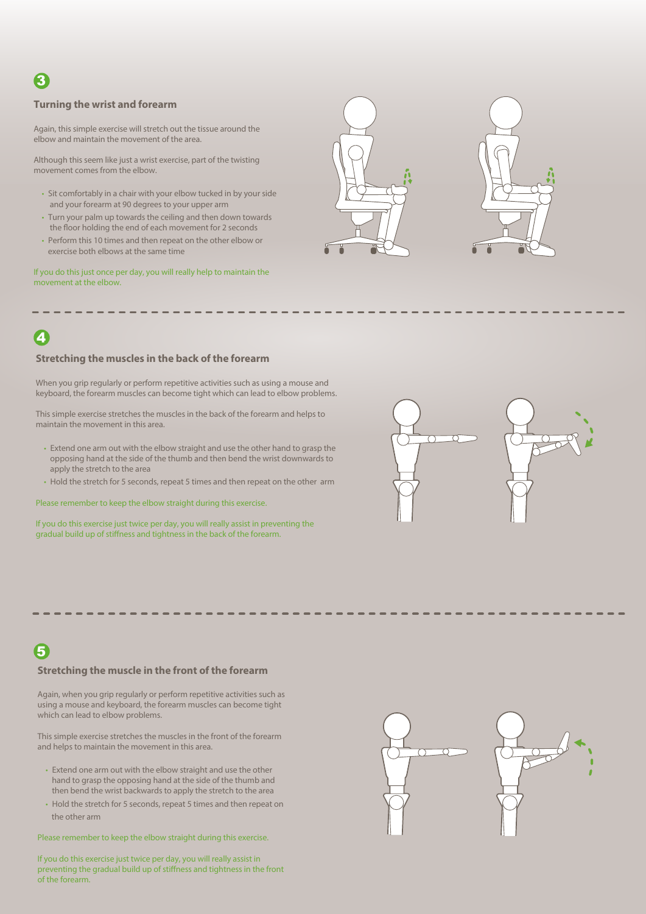**3**

### Turning the wrist and forearm

Again, this simple exercise will stretch out the tissue around the elbow and maintain the movement of the area.

Although this seem like just a wrist exercise, part of the twisting movement comes from the elbow.

- Sit comfortably in a chair with your elbow tucked in by your side and your forearm at 90 degrees to your upper arm
- Turn your palm up towards the ceiling and then down towards the floor holding the end of each movement for 2 seconds
- Perform this 10 times and then repeat on the other elbow or exercise both elbows at the same time

If you do this just once per day, you will really help to maintain the movement at the elbow.

---

**4**

### Stretching the muscles in the back of the forearm

When you grip regularly or perform repetitive activities such as using a mouse and keyboard, the forearm muscles can become tight which can lead to elbow problems.

This simple exercise stretches the muscles in the back of the forearm and helps to maintain the movement in this area.

- Extend one arm out with the elbow straight and use the other hand to grasp the opposing hand at the side of the thumb and then bend the wrist downwards to apply the stretch to the area
- Hold the stretch for 5 seconds, repeat 5 times and then repeat on the other arm

Please remember to keep the elbow straight during this exercise.

If you do this exercise just twice per day, you will really assist in preventing the gradual build up of stiffness and tightness in the back of the forearm.

---

**5**

### Stretching the muscle in the front of the forearm

Again, when you grip regularly or perform repetitive activities such as using a mouse and keyboard, the forearm muscles can become tight which can lead to elbow problems.

This simple exercise stretches the muscles in the front of the forearm and helps to maintain the movement in this area.

- Extend one arm out with the elbow straight and use the other hand to grasp the opposing hand at the side of the thumb and then bend the wrist backwards to apply the stretch to the area
- Hold the stretch for 5 seconds, repeat 5 times and then repeat on the other arm

Please remember to keep the elbow straight during this exercise.

If you do this exercise just twice per day, you will really assist in preventing the gradual build up of stiffness and tightness in the front of the forearm.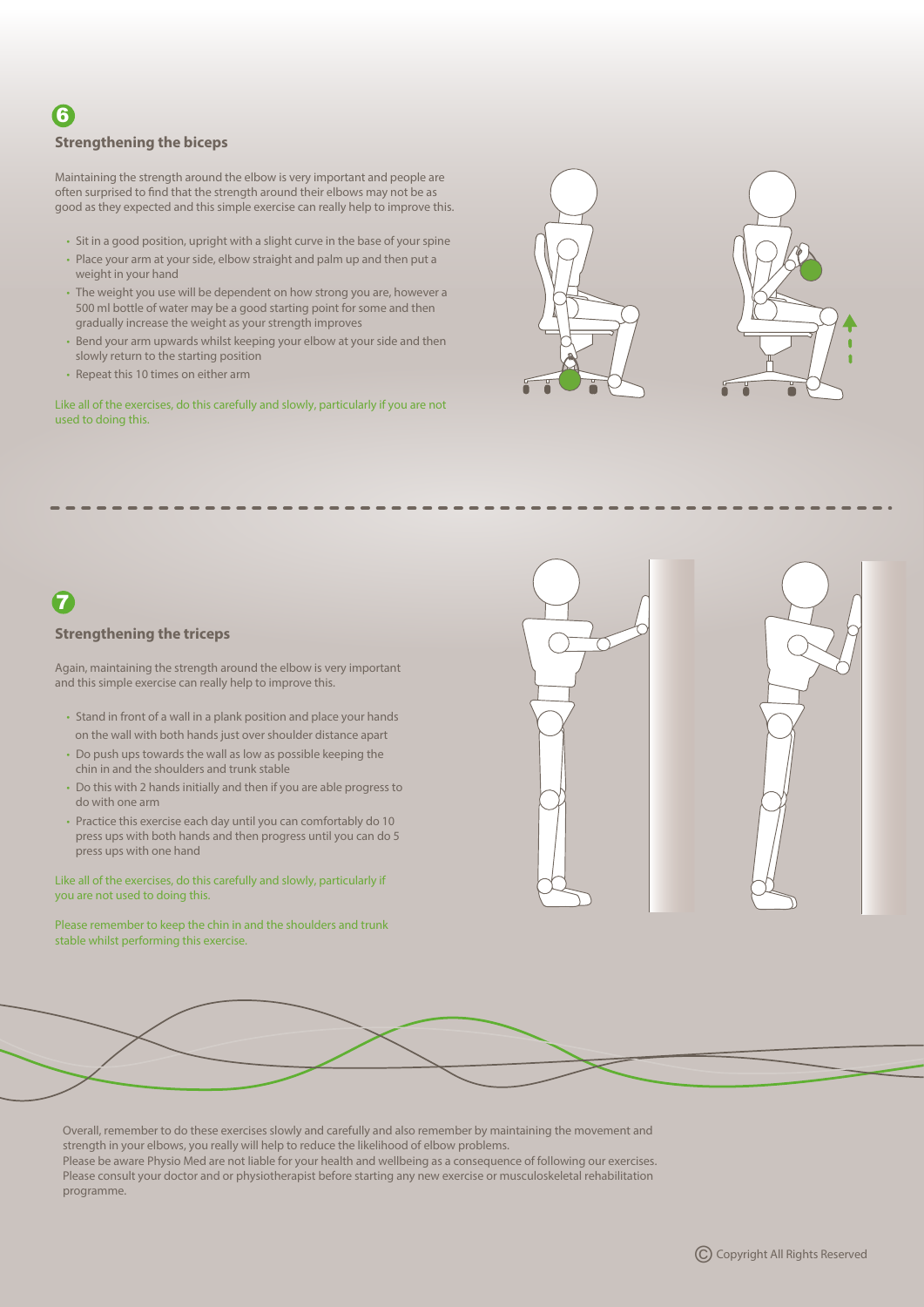## 6

### Strengthening the biceps

Maintaining the strength around the elbow is very important and people are often surprised to find that the strength around their elbows may not be as good as they expected and this simple exercise can really help to improve this.

- Sit in a good position, upright with a slight curve in the base of your spine
- Place your arm at your side, elbow straight and palm up and then put a weight in your hand
- The weight you use will be dependent on how strong you are, however a 500 ml bottle of water may be a good starting point for some and then gradually increase the weight as your strength improves
- Bend your arm upwards whilst keeping your elbow at your side and then slowly return to the starting position
- Repeat this 10 times on either arm

Like all of the exercises, do this carefully and slowly, particularly if you are not used to doing this.

## 7

### Strengthening the triceps

Again, maintaining the strength around the elbow is very important and this simple exercise can really help to improve this.

- Stand in front of a wall in a plank position and place your hands on the wall with both hands just over shoulder distance apart
- Do push ups towards the wall as low as possible keeping the chin in and the shoulders and trunk stable
- Do this with 2 hands initially and then if you are able progress to do with one arm
- Practice this exercise each day until you can comfortably do 10 press ups with both hands and then progress until you can do 5 press ups with one hand

Like all of the exercises, do this carefully and slowly, particularly if you are not used to doing this.

Please remember to keep the chin in and the shoulders and trunk stable whilst performing this exercise.

Overall, remember to do these exercises slowly and carefully and also remember by maintaining the movement and strength in your elbows, you really will help to reduce the likelihood of elbow problems.
Please be aware Physio Med are not liable for your health and wellbeing as a consequence of following our exercises. Please consult your doctor and or physiotherapist before starting any new exercise or musculoskeletal rehabilitation programme.

© Copyright All Rights Reserved